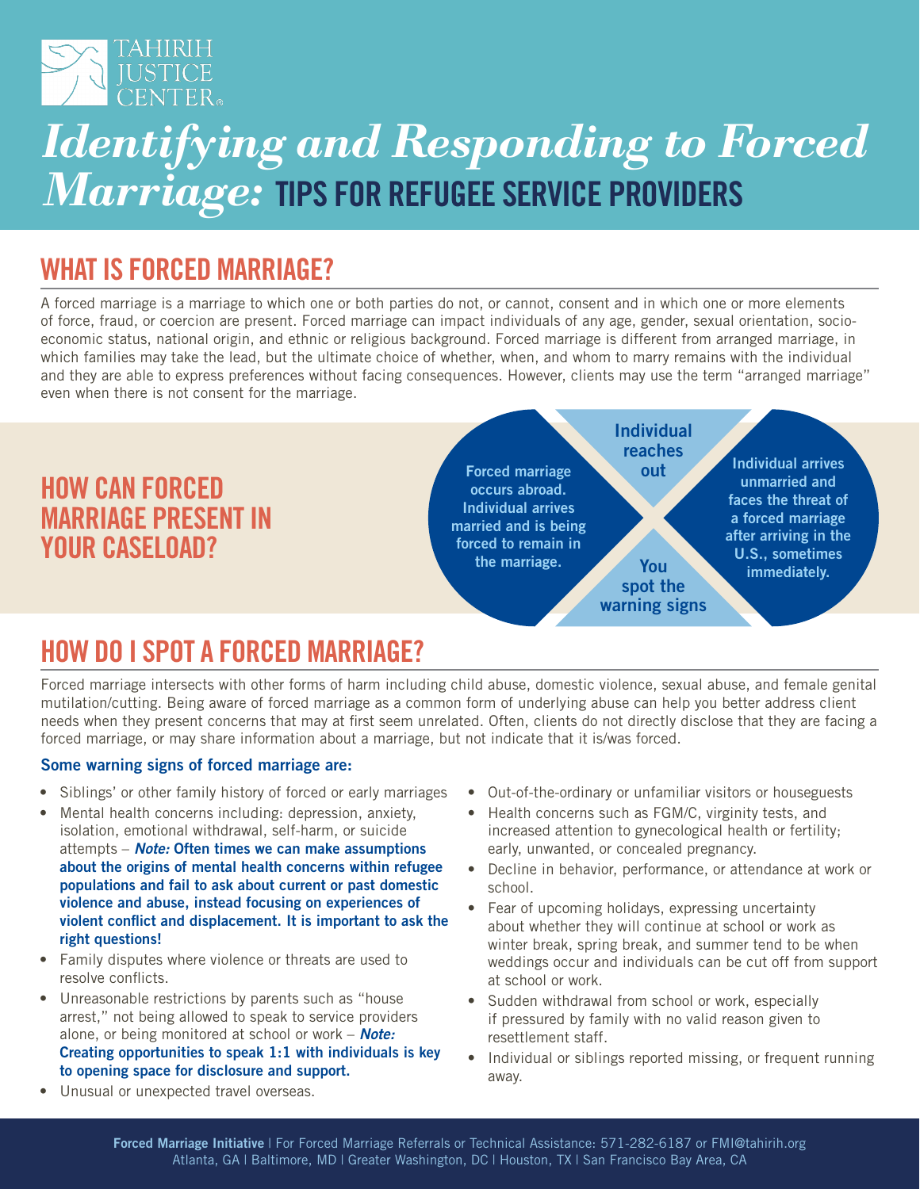TAHIRIH JUSTICE CENTER

# *Identifying and Responding to Forced Marriage:* TIPS FOR REFUGEE SERVICE PROVIDERS

## WHAT IS FORCED MARRIAGE?

A forced marriage is a marriage to which one or both parties do not, or cannot, consent and in which one or more elements of force, fraud, or coercion are present. Forced marriage can impact individuals of any age, gender, sexual orientation, socio-economic status, national origin, and ethnic or religious background. Forced marriage is different from arranged marriage, in which families may take the lead, but the ultimate choice of whether, when, and whom to marry remains with the individual and they are able to express preferences without facing consequences. However, clients may use the term "arranged marriage" even when there is not consent for the marriage.

## HOW CAN FORCED MARRIAGE PRESENT IN YOUR CASELOAD?

**Forced marriage occurs abroad. Individual arrives married and is being forced to remain in the marriage.**

**Individual reaches out**

**You spot the warning signs**

**Individual arrives unmarried and faces the threat of a forced marriage after arriving in the U.S., sometimes immediately.**

## HOW DO I SPOT A FORCED MARRIAGE?

Forced marriage intersects with other forms of harm including child abuse, domestic violence, sexual abuse, and female genital mutilation/cutting. Being aware of forced marriage as a common form of underlying abuse can help you better address client needs when they present concerns that may at first seem unrelated. Often, clients do not directly disclose that they are facing a forced marriage, or may share information about a marriage, but not indicate that it is/was forced.

### Some warning signs of forced marriage are:

- Siblings' or other family history of forced or early marriages
- Mental health concerns including: depression, anxiety, isolation, emotional withdrawal, self-harm, or suicide attempts – ***Note:* Often times we can make assumptions about the origins of mental health concerns within refugee populations and fail to ask about current or past domestic violence and abuse, instead focusing on experiences of violent conflict and displacement. It is important to ask the right questions!**
- Family disputes where violence or threats are used to resolve conflicts.
- Unreasonable restrictions by parents such as "house arrest," not being allowed to speak to service providers alone, or being monitored at school or work – ***Note:* Creating opportunities to speak 1:1 with individuals is key to opening space for disclosure and support.**
- Unusual or unexpected travel overseas.
- Out-of-the-ordinary or unfamiliar visitors or houseguests
- Health concerns such as FGM/C, virginity tests, and increased attention to gynecological health or fertility; early, unwanted, or concealed pregnancy.
- Decline in behavior, performance, or attendance at work or school.
- Fear of upcoming holidays, expressing uncertainty about whether they will continue at school or work as winter break, spring break, and summer tend to be when weddings occur and individuals can be cut off from support at school or work.
- Sudden withdrawal from school or work, especially if pressured by family with no valid reason given to resettlement staff.
- Individual or siblings reported missing, or frequent running away.

**Forced Marriage Initiative** | For Forced Marriage Referrals or Technical Assistance: 571-282-6187 or FMI@tahirih.org
Atlanta, GA | Baltimore, MD | Greater Washington, DC | Houston, TX | San Francisco Bay Area, CA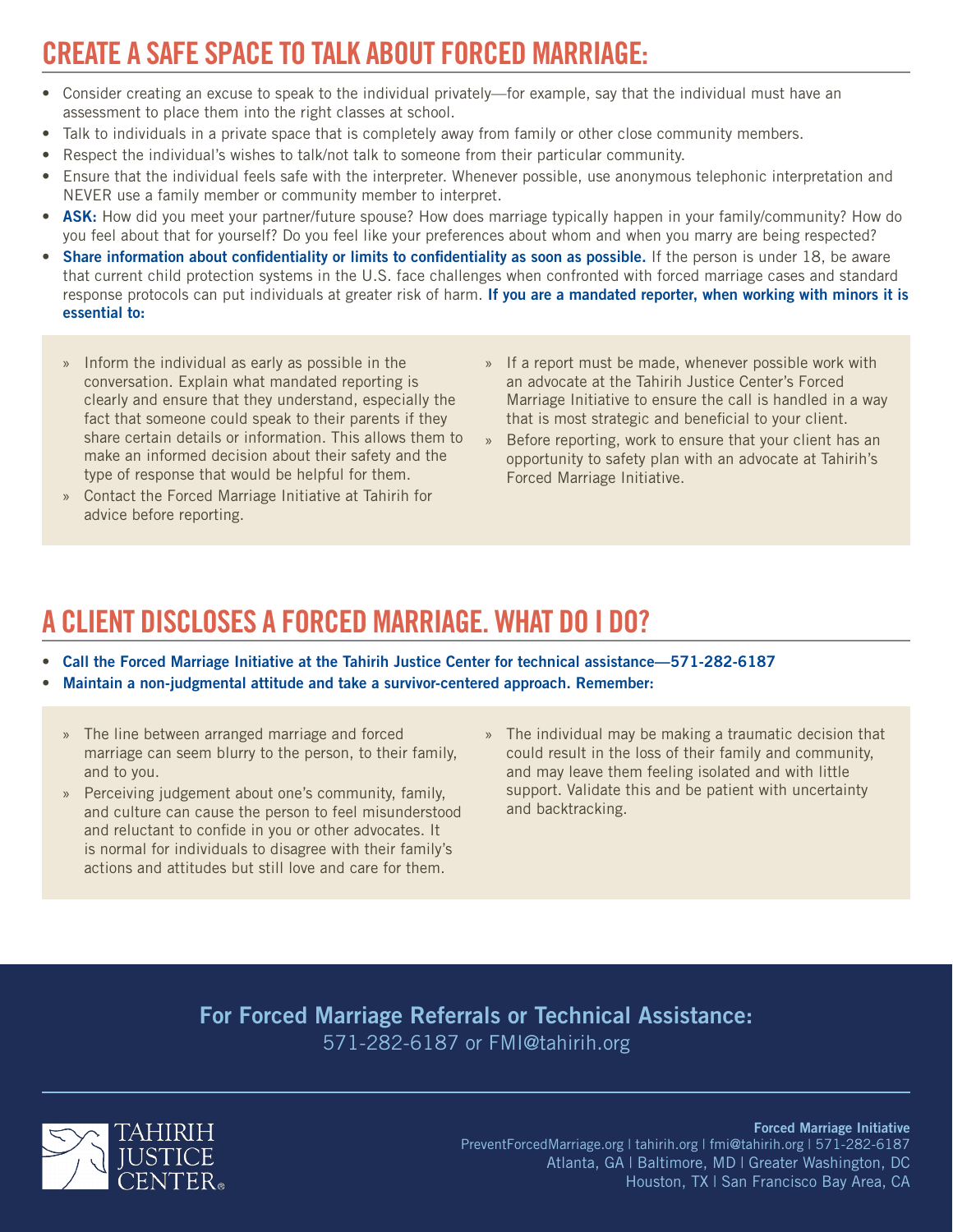## CREATE A SAFE SPACE TO TALK ABOUT FORCED MARRIAGE:

- Consider creating an excuse to speak to the individual privately—for example, say that the individual must have an assessment to place them into the right classes at school.
- Talk to individuals in a private space that is completely away from family or other close community members.
- Respect the individual's wishes to talk/not talk to someone from their particular community.
- Ensure that the individual feels safe with the interpreter. Whenever possible, use anonymous telephonic interpretation and NEVER use a family member or community member to interpret.
- **ASK:** How did you meet your partner/future spouse? How does marriage typically happen in your family/community? How do you feel about that for yourself? Do you feel like your preferences about whom and when you marry are being respected?
- **Share information about confidentiality or limits to confidentiality as soon as possible.** If the person is under 18, be aware that current child protection systems in the U.S. face challenges when confronted with forced marriage cases and standard response protocols can put individuals at greater risk of harm. **If you are a mandated reporter, when working with minors it is essential to:**

  - Inform the individual as early as possible in the conversation. Explain what mandated reporting is clearly and ensure that they understand, especially the fact that someone could speak to their parents if they share certain details or information. This allows them to make an informed decision about their safety and the type of response that would be helpful for them.
  - Contact the Forced Marriage Initiative at Tahirih for advice before reporting.
  - If a report must be made, whenever possible work with an advocate at the Tahirih Justice Center's Forced Marriage Initiative to ensure the call is handled in a way that is most strategic and beneficial to your client.
  - Before reporting, work to ensure that your client has an opportunity to safety plan with an advocate at Tahirih's Forced Marriage Initiative.

## A CLIENT DISCLOSES A FORCED MARRIAGE. WHAT DO I DO?

- **Call the Forced Marriage Initiative at the Tahirih Justice Center for technical assistance—571-282-6187**
- **Maintain a non-judgmental attitude and take a survivor-centered approach. Remember:**

  - The line between arranged marriage and forced marriage can seem blurry to the person, to their family, and to you.
  - Perceiving judgement about one's community, family, and culture can cause the person to feel misunderstood and reluctant to confide in you or other advocates. It is normal for individuals to disagree with their family's actions and attitudes but still love and care for them.
  - The individual may be making a traumatic decision that could result in the loss of their family and community, and may leave them feeling isolated and with little support. Validate this and be patient with uncertainty and backtracking.

**For Forced Marriage Referrals or Technical Assistance:**
571-282-6187 or FMI@tahirih.org

TAHIRIH JUSTICE CENTER

**Forced Marriage Initiative**
PreventForcedMarriage.org | tahirih.org | fmi@tahirih.org | 571-282-6187
Atlanta, GA | Baltimore, MD | Greater Washington, DC
Houston, TX | San Francisco Bay Area, CA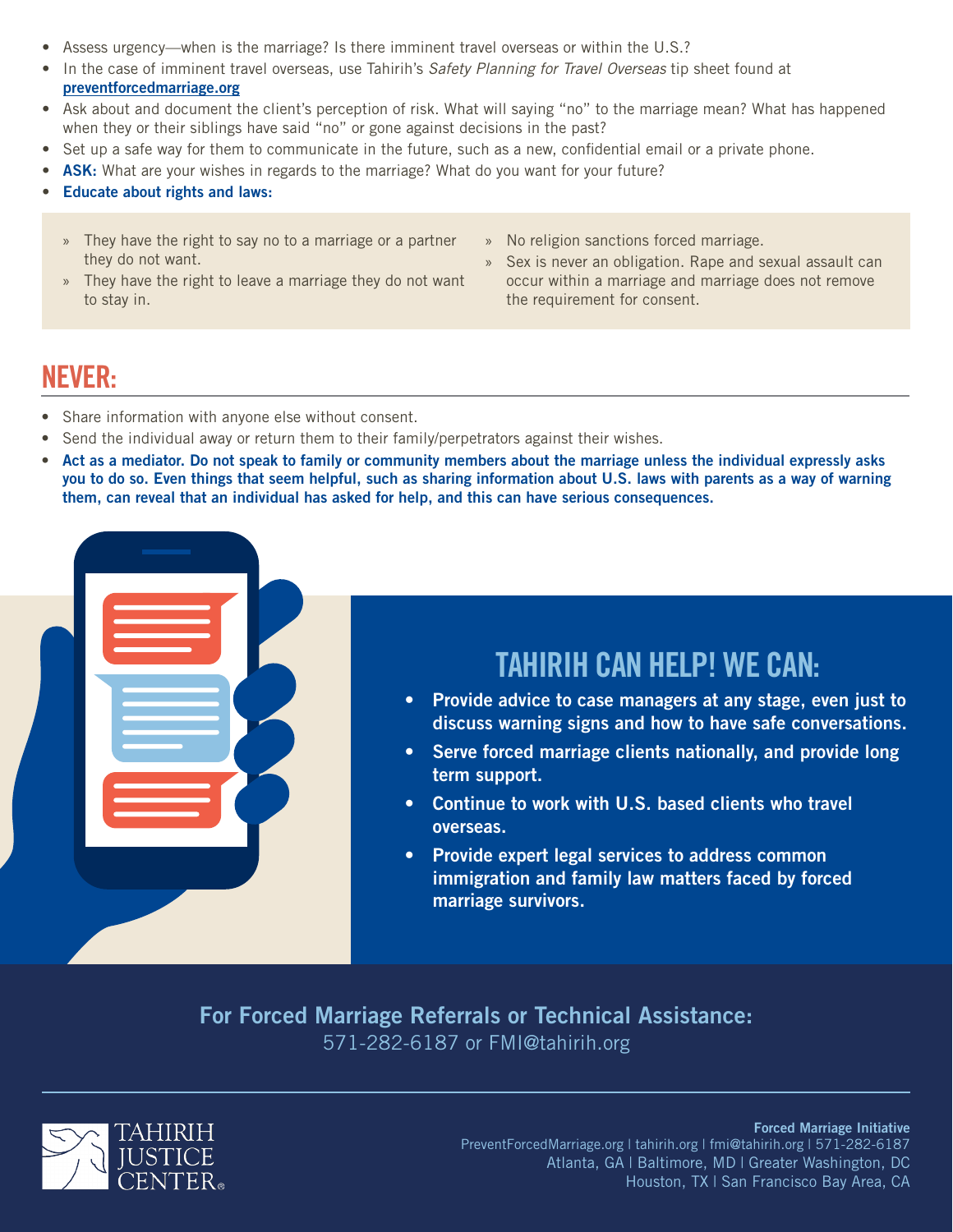- Assess urgency—when is the marriage? Is there imminent travel overseas or within the U.S.?
- In the case of imminent travel overseas, use Tahirih's *Safety Planning for Travel Overseas* tip sheet found at **preventforcedmarriage.org**
- Ask about and document the client's perception of risk. What will saying "no" to the marriage mean? What has happened when they or their siblings have said "no" or gone against decisions in the past?
- Set up a safe way for them to communicate in the future, such as a new, confidential email or a private phone.
- **ASK:** What are your wishes in regards to the marriage? What do you want for your future?
- **Educate about rights and laws:**
  - They have the right to say no to a marriage or a partner they do not want.
  - They have the right to leave a marriage they do not want to stay in.
  - No religion sanctions forced marriage.
  - Sex is never an obligation. Rape and sexual assault can occur within a marriage and marriage does not remove the requirement for consent.

## NEVER:

- Share information with anyone else without consent.
- Send the individual away or return them to their family/perpetrators against their wishes.
- **Act as a mediator. Do not speak to family or community members about the marriage unless the individual expressly asks you to do so. Even things that seem helpful, such as sharing information about U.S. laws with parents as a way of warning them, can reveal that an individual has asked for help, and this can have serious consequences.**

## TAHIRIH CAN HELP! WE CAN:

- **Provide advice to case managers at any stage, even just to discuss warning signs and how to have safe conversations.**
- **Serve forced marriage clients nationally, and provide long term support.**
- **Continue to work with U.S. based clients who travel overseas.**
- **Provide expert legal services to address common immigration and family law matters faced by forced marriage survivors.**

**For Forced Marriage Referrals or Technical Assistance:**
571-282-6187 or FMI@tahirih.org

TAHIRIH JUSTICE CENTER

**Forced Marriage Initiative**
PreventForcedMarriage.org | tahirih.org | fmi@tahirih.org | 571-282-6187
Atlanta, GA | Baltimore, MD | Greater Washington, DC
Houston, TX | San Francisco Bay Area, CA